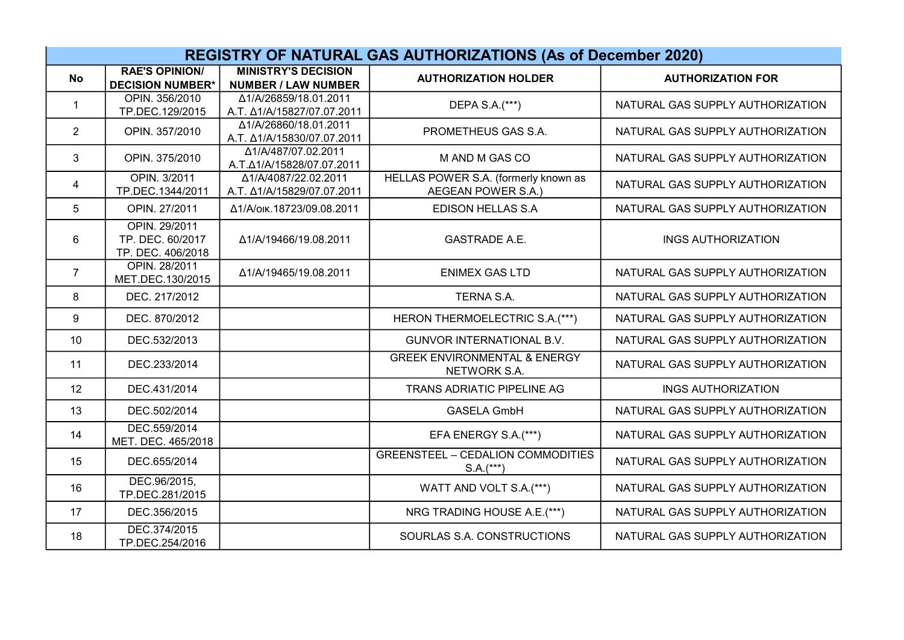# REGISTRY OF NATURAL GAS AUTHORIZATIONS (As of December 2020)

| No | RAE'S OPINION/ DECISION NUMBER* | MINISTRY'S DECISION NUMBER / LAW NUMBER | AUTHORIZATION HOLDER | AUTHORIZATION FOR |
|---|---|---|---|---|
| 1 | OPIN. 356/2010 TP.DEC.129/2015 | Δ1/Α/26859/18.01.2011 A.T. Δ1/Α/15827/07.07.2011 | DEPA S.A.(***) | NATURAL GAS SUPPLY AUTHORIZATION |
| 2 | OPIN. 357/2010 | Δ1/Α/26860/18.01.2011 A.T. Δ1/Α/15830/07.07.2011 | PROMETHEUS GAS S.A. | NATURAL GAS SUPPLY AUTHORIZATION |
| 3 | OPIN. 375/2010 | Δ1/Α/487/07.02.2011 A.T.Δ1/Α/15828/07.07.2011 | M AND M GAS CO | NATURAL GAS SUPPLY AUTHORIZATION |
| 4 | OPIN. 3/2011 TP.DEC.1344/2011 | Δ1/Α/4087/22.02.2011 A.T. Δ1/Α/15829/07.07.2011 | HELLAS POWER S.A. (formerly known as AEGEAN POWER S.A.) | NATURAL GAS SUPPLY AUTHORIZATION |
| 5 | OPIN. 27/2011 | Δ1/Α/οικ.18723/09.08.2011 | EDISON HELLAS S.A | NATURAL GAS SUPPLY AUTHORIZATION |
| 6 | OPIN. 29/2011 TP. DEC. 60/2017 TP. DEC. 406/2018 | Δ1/Α/19466/19.08.2011 | GASTRADE A.E. | INGS AUTHORIZATION |
| 7 | OPIN. 28/2011 MET.DEC.130/2015 | Δ1/Α/19465/19.08.2011 | ENIMEX GAS LTD | NATURAL GAS SUPPLY AUTHORIZATION |
| 8 | DEC. 217/2012 | | TERNA S.A. | NATURAL GAS SUPPLY AUTHORIZATION |
| 9 | DEC. 870/2012 | | HERON THERMOELECTRIC S.A.(***) | NATURAL GAS SUPPLY AUTHORIZATION |
| 10 | DEC.532/2013 | | GUNVOR INTERNATIONAL B.V. | NATURAL GAS SUPPLY AUTHORIZATION |
| 11 | DEC.233/2014 | | GREEK ENVIRONMENTAL & ENERGY NETWORK S.A. | NATURAL GAS SUPPLY AUTHORIZATION |
| 12 | DEC.431/2014 | | TRANS ADRIATIC PIPELINE AG | INGS AUTHORIZATION |
| 13 | DEC.502/2014 | | GASELA GmbH | NATURAL GAS SUPPLY AUTHORIZATION |
| 14 | DEC.559/2014 MET. DEC. 465/2018 | | EFA ENERGY S.A.(***) | NATURAL GAS SUPPLY AUTHORIZATION |
| 15 | DEC.655/2014 | | GREENSTEEL – CEDALION COMMODITIES S.A.(***) | NATURAL GAS SUPPLY AUTHORIZATION |
| 16 | DEC.96/2015, TP.DEC.281/2015 | | WATT AND VOLT S.A.(***) | NATURAL GAS SUPPLY AUTHORIZATION |
| 17 | DEC.356/2015 | | NRG TRADING HOUSE A.E.(***) | NATURAL GAS SUPPLY AUTHORIZATION |
| 18 | DEC.374/2015 TP.DEC.254/2016 | | SOURLAS S.A. CONSTRUCTIONS | NATURAL GAS SUPPLY AUTHORIZATION |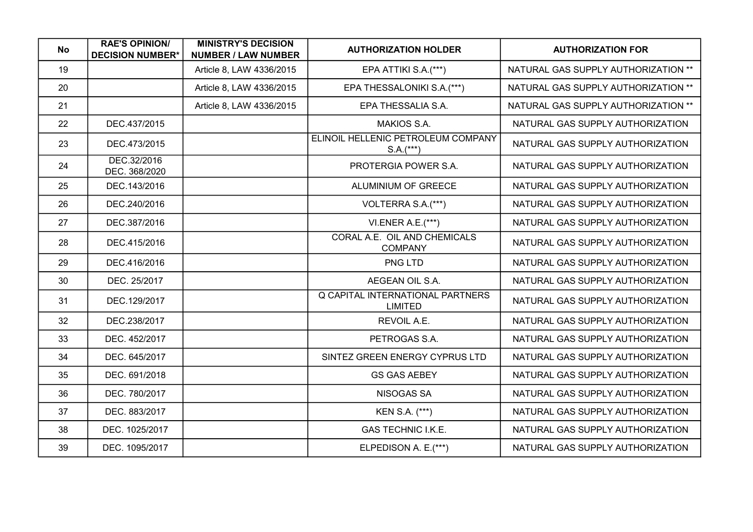| No | RAE'S OPINION/ DECISION NUMBER* | MINISTRY'S DECISION NUMBER / LAW NUMBER | AUTHORIZATION HOLDER | AUTHORIZATION FOR |
|---|---|---|---|---|
| 19 | | Article 8, LAW 4336/2015 | EPA ATTIKI S.A.(***) | NATURAL GAS SUPPLY AUTHORIZATION ** |
| 20 | | Article 8, LAW 4336/2015 | EPA THESSALONIKI S.A.(***) | NATURAL GAS SUPPLY AUTHORIZATION ** |
| 21 | | Article 8, LAW 4336/2015 | EPA THESSALIA S.A. | NATURAL GAS SUPPLY AUTHORIZATION ** |
| 22 | DEC.437/2015 | | MAKIOS S.A. | NATURAL GAS SUPPLY AUTHORIZATION |
| 23 | DEC.473/2015 | | ELINOIL HELLENIC PETROLEUM COMPANY S.A.(***) | NATURAL GAS SUPPLY AUTHORIZATION |
| 24 | DEC.32/2016 DEC. 368/2020 | | PROTERGIA POWER S.A. | NATURAL GAS SUPPLY AUTHORIZATION |
| 25 | DEC.143/2016 | | ALUMINIUM OF GREECE | NATURAL GAS SUPPLY AUTHORIZATION |
| 26 | DEC.240/2016 | | VOLTERRA S.A.(***) | NATURAL GAS SUPPLY AUTHORIZATION |
| 27 | DEC.387/2016 | | VI.ENER A.E.(***) | NATURAL GAS SUPPLY AUTHORIZATION |
| 28 | DEC.415/2016 | | CORAL A.E. OIL AND CHEMICALS COMPANY | NATURAL GAS SUPPLY AUTHORIZATION |
| 29 | DEC.416/2016 | | PNG LTD | NATURAL GAS SUPPLY AUTHORIZATION |
| 30 | DEC. 25/2017 | | AEGEAN OIL S.A. | NATURAL GAS SUPPLY AUTHORIZATION |
| 31 | DEC.129/2017 | | Q CAPITAL INTERNATIONAL PARTNERS LIMITED | NATURAL GAS SUPPLY AUTHORIZATION |
| 32 | DEC.238/2017 | | REVOIL A.E. | NATURAL GAS SUPPLY AUTHORIZATION |
| 33 | DEC. 452/2017 | | PETROGAS S.A. | NATURAL GAS SUPPLY AUTHORIZATION |
| 34 | DEC. 645/2017 | | SINTEZ GREEN ENERGY CYPRUS LTD | NATURAL GAS SUPPLY AUTHORIZATION |
| 35 | DEC. 691/2018 | | GS GAS AEBEY | NATURAL GAS SUPPLY AUTHORIZATION |
| 36 | DEC. 780/2017 | | NISOGAS SA | NATURAL GAS SUPPLY AUTHORIZATION |
| 37 | DEC. 883/2017 | | KEN S.A. (***) | NATURAL GAS SUPPLY AUTHORIZATION |
| 38 | DEC. 1025/2017 | | GAS TECHNIC I.K.E. | NATURAL GAS SUPPLY AUTHORIZATION |
| 39 | DEC. 1095/2017 | | ELPEDISON A. E.(***) | NATURAL GAS SUPPLY AUTHORIZATION |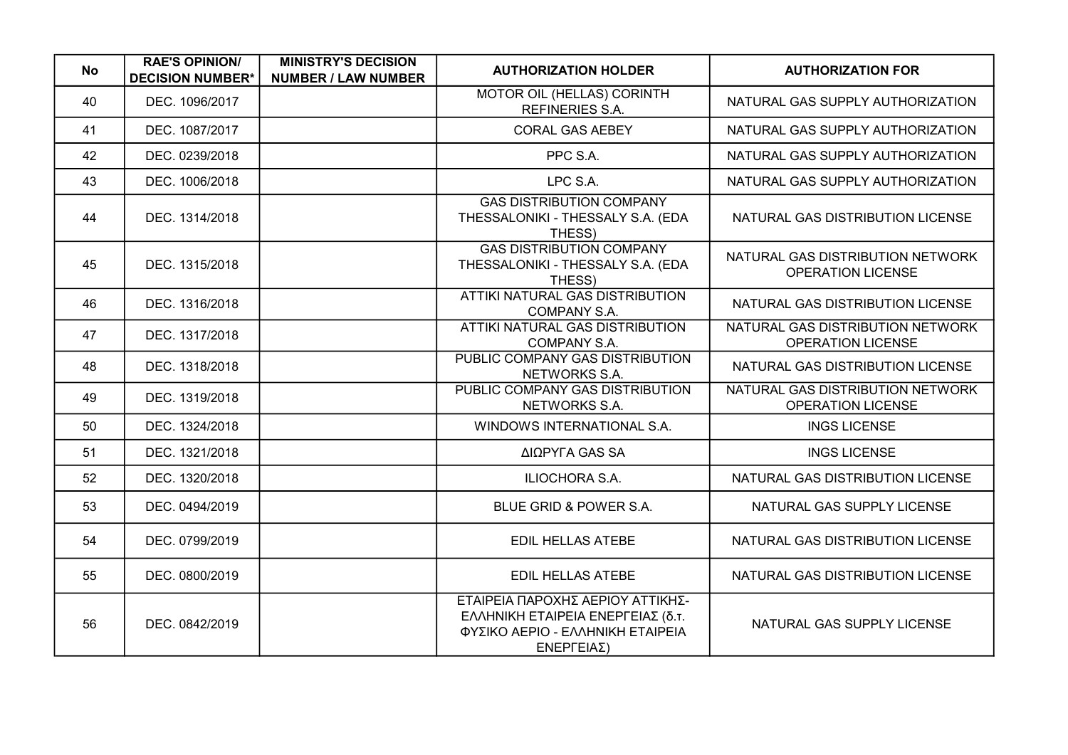| No | RAE'S OPINION/ DECISION NUMBER* | MINISTRY'S DECISION NUMBER / LAW NUMBER | AUTHORIZATION HOLDER | AUTHORIZATION FOR |
|---|---|---|---|---|
| 40 | DEC. 1096/2017 | | MOTOR OIL (HELLAS) CORINTH REFINERIES S.A. | NATURAL GAS SUPPLY AUTHORIZATION |
| 41 | DEC. 1087/2017 | | CORAL GAS AEBEY | NATURAL GAS SUPPLY AUTHORIZATION |
| 42 | DEC. 0239/2018 | | PPC S.A. | NATURAL GAS SUPPLY AUTHORIZATION |
| 43 | DEC. 1006/2018 | | LPC S.A. | NATURAL GAS SUPPLY AUTHORIZATION |
| 44 | DEC. 1314/2018 | | GAS DISTRIBUTION COMPANY THESSALONIKI - THESSALY S.A. (EDA THESS) | NATURAL GAS DISTRIBUTION LICENSE |
| 45 | DEC. 1315/2018 | | GAS DISTRIBUTION COMPANY THESSALONIKI - THESSALY S.A. (EDA THESS) | NATURAL GAS DISTRIBUTION NETWORK OPERATION LICENSE |
| 46 | DEC. 1316/2018 | | ATTIKI NATURAL GAS DISTRIBUTION COMPANY S.A. | NATURAL GAS DISTRIBUTION LICENSE |
| 47 | DEC. 1317/2018 | | ATTIKI NATURAL GAS DISTRIBUTION COMPANY S.A. | NATURAL GAS DISTRIBUTION NETWORK OPERATION LICENSE |
| 48 | DEC. 1318/2018 | | PUBLIC COMPANY GAS DISTRIBUTION NETWORKS S.A. | NATURAL GAS DISTRIBUTION LICENSE |
| 49 | DEC. 1319/2018 | | PUBLIC COMPANY GAS DISTRIBUTION NETWORKS S.A. | NATURAL GAS DISTRIBUTION NETWORK OPERATION LICENSE |
| 50 | DEC. 1324/2018 | | WINDOWS INTERNATIONAL S.A. | INGS LICENSE |
| 51 | DEC. 1321/2018 | | ΔΙΩΡΥΓΑ GAS SA | INGS LICENSE |
| 52 | DEC. 1320/2018 | | ILIOCHORA S.A. | NATURAL GAS DISTRIBUTION LICENSE |
| 53 | DEC. 0494/2019 | | BLUE GRID & POWER S.A. | NATURAL GAS SUPPLY LICENSE |
| 54 | DEC. 0799/2019 | | EDIL HELLAS ATEBE | NATURAL GAS DISTRIBUTION LICENSE |
| 55 | DEC. 0800/2019 | | EDIL HELLAS ATEBE | NATURAL GAS DISTRIBUTION LICENSE |
| 56 | DEC. 0842/2019 | | ΕΤΑΙΡΕΙΑ ΠΑΡΟΧΗΣ ΑΕΡΙΟΥ ΑΤΤΙΚΗΣ-ΕΛΛΗΝΙΚΗ ΕΤΑΙΡΕΙΑ ΕΝΕΡΓΕΙΑΣ (δ.τ. ΦΥΣΙΚΟ ΑΕΡΙΟ - ΕΛΛΗΝΙΚΗ ΕΤΑΙΡΕΙΑ ΕΝΕΡΓΕΙΑΣ) | NATURAL GAS SUPPLY LICENSE |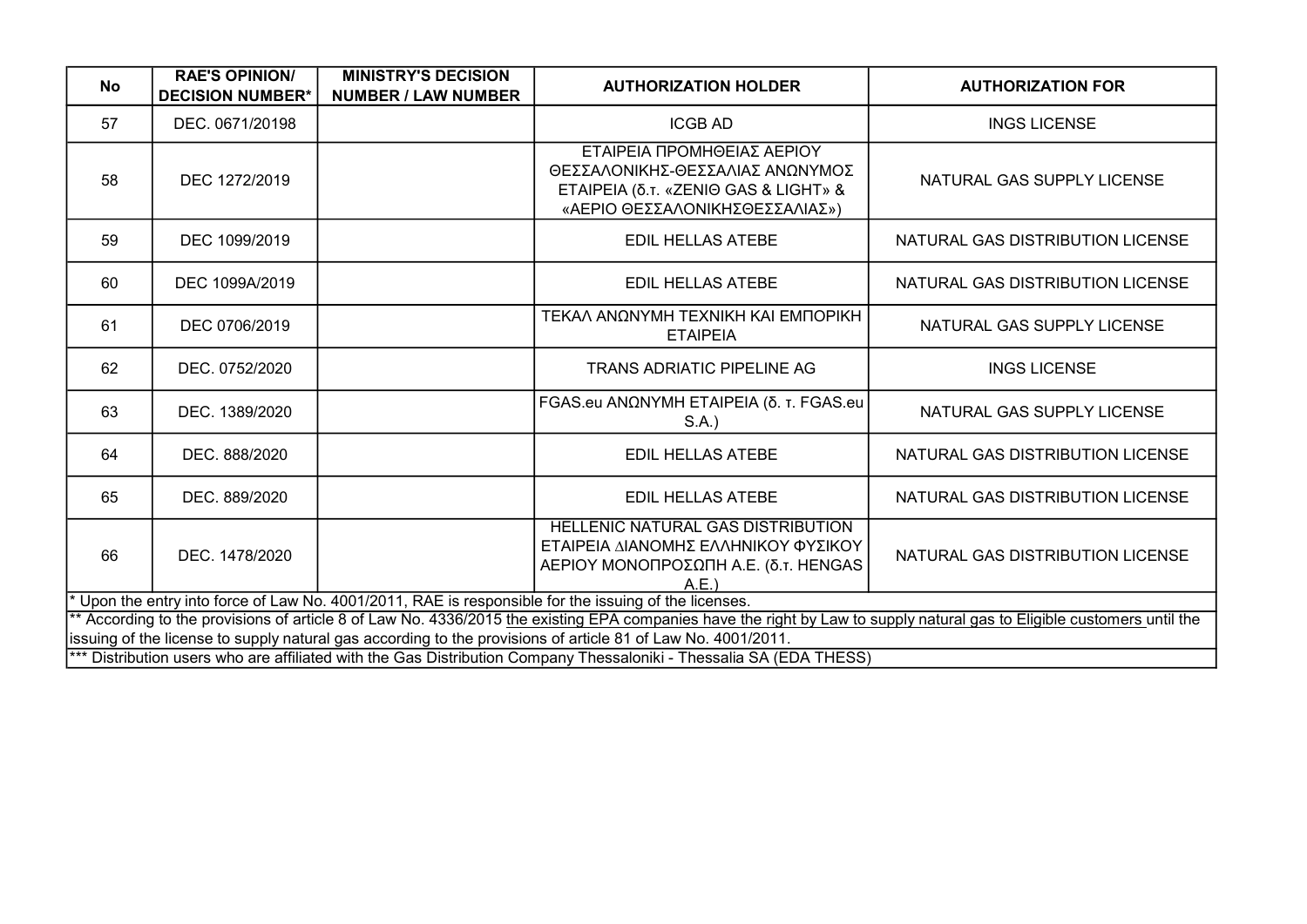| No | RAE'S OPINION/ DECISION NUMBER* | MINISTRY'S DECISION NUMBER / LAW NUMBER | AUTHORIZATION HOLDER | AUTHORIZATION FOR |
|---|---|---|---|---|
| 57 | DEC. 0671/20198 | | ICGB AD | INGS LICENSE |
| 58 | DEC 1272/2019 | | ΕΤΑΙΡΕΙΑ ΠΡΟΜΗΘΕΙΑΣ ΑΕΡΙΟΥ ΘΕΣΣΑΛΟΝΙΚΗΣ-ΘΕΣΣΑΛΙΑΣ ΑΝΩΝΥΜΟΣ ΕΤΑΙΡΕΙΑ (δ.τ. «ΖΕΝΙΘ GAS & LIGHT» & «ΑΕΡΙΟ ΘΕΣΣΑΛΟΝΙΚΗΣΘΕΣΣΑΛΙΑΣ») | NATURAL GAS SUPPLY LICENSE |
| 59 | DEC 1099/2019 | | EDIL HELLAS ATEBE | NATURAL GAS DISTRIBUTION LICENSE |
| 60 | DEC 1099A/2019 | | EDIL HELLAS ATEBE | NATURAL GAS DISTRIBUTION LICENSE |
| 61 | DEC 0706/2019 | | ΤΕΚΑΛ ΑΝΩΝΥΜΗ ΤΕΧΝΙΚΗ ΚΑΙ ΕΜΠΟΡΙΚΗ ΕΤΑΙΡΕΙΑ | NATURAL GAS SUPPLY LICENSE |
| 62 | DEC. 0752/2020 | | TRANS ADRIATIC PIPELINE AG | INGS LICENSE |
| 63 | DEC. 1389/2020 | | FGAS.eu ΑΝΩΝΥΜΗ ΕΤΑΙΡΕΙΑ (δ. τ. FGAS.eu S.A.) | NATURAL GAS SUPPLY LICENSE |
| 64 | DEC. 888/2020 | | EDIL HELLAS ATEBE | NATURAL GAS DISTRIBUTION LICENSE |
| 65 | DEC. 889/2020 | | EDIL HELLAS ATEBE | NATURAL GAS DISTRIBUTION LICENSE |
| 66 | DEC. 1478/2020 | | HELLENIC NATURAL GAS DISTRIBUTION ΕΤΑΙΡΕΙΑ ΔΙΑΝΟΜΗΣ ΕΛΛΗΝΙΚΟΥ ΦΥΣΙΚΟΥ ΑΕΡΙΟΥ ΜΟΝΟΠΡΟΣΩΠΗ Α.Ε. (δ.τ. HENGAS A.E.) | NATURAL GAS DISTRIBUTION LICENSE |

* Upon the entry into force of Law No. 4001/2011, RAE is responsible for the issuing of the licenses.

** According to the provisions of article 8 of Law No. 4336/2015 the existing EPA companies have the right by Law to supply natural gas to Eligible customers until the issuing of the license to supply natural gas according to the provisions of article 81 of Law No. 4001/2011.

*** Distribution users who are affiliated with the Gas Distribution Company Thessaloniki - Thessalia SA (EDA THESS)